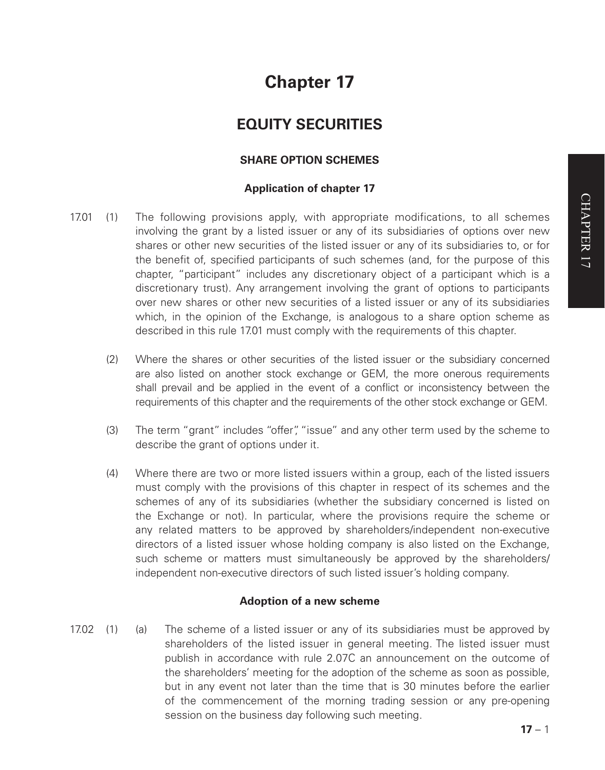# Chapter 17

## EQUITY SECURITIES

### SHARE OPTION SCHEMES

#### Application of chapter 17

17.01 (1) The following provisions apply, with appropriate modifications, to all schemes involving the grant by a listed issuer or any of its subsidiaries of options over new shares or other new securities of the listed issuer or any of its subsidiaries to, or for the benefit of, specified participants of such schemes (and, for the purpose of this chapter, "participant" includes any discretionary object of a participant which is a discretionary trust). Any arrangement involving the grant of options to participants over new shares or other new securities of a listed issuer or any of its subsidiaries which, in the opinion of the Exchange, is analogous to a share option scheme as described in this rule 17.01 must comply with the requirements of this chapter.

(2) Where the shares or other securities of the listed issuer or the subsidiary concerned are also listed on another stock exchange or GEM, the more onerous requirements shall prevail and be applied in the event of a conflict or inconsistency between the requirements of this chapter and the requirements of the other stock exchange or GEM.

(3) The term "grant" includes "offer", "issue" and any other term used by the scheme to describe the grant of options under it.

(4) Where there are two or more listed issuers within a group, each of the listed issuers must comply with the provisions of this chapter in respect of its schemes and the schemes of any of its subsidiaries (whether the subsidiary concerned is listed on the Exchange or not). In particular, where the provisions require the scheme or any related matters to be approved by shareholders/independent non-executive directors of a listed issuer whose holding company is also listed on the Exchange, such scheme or matters must simultaneously be approved by the shareholders/ independent non-executive directors of such listed issuer's holding company.

#### Adoption of a new scheme

17.02 (1) (a) The scheme of a listed issuer or any of its subsidiaries must be approved by shareholders of the listed issuer in general meeting. The listed issuer must publish in accordance with rule 2.07C an announcement on the outcome of the shareholders' meeting for the adoption of the scheme as soon as possible, but in any event not later than the time that is 30 minutes before the earlier of the commencement of the morning trading session or any pre-opening session on the business day following such meeting.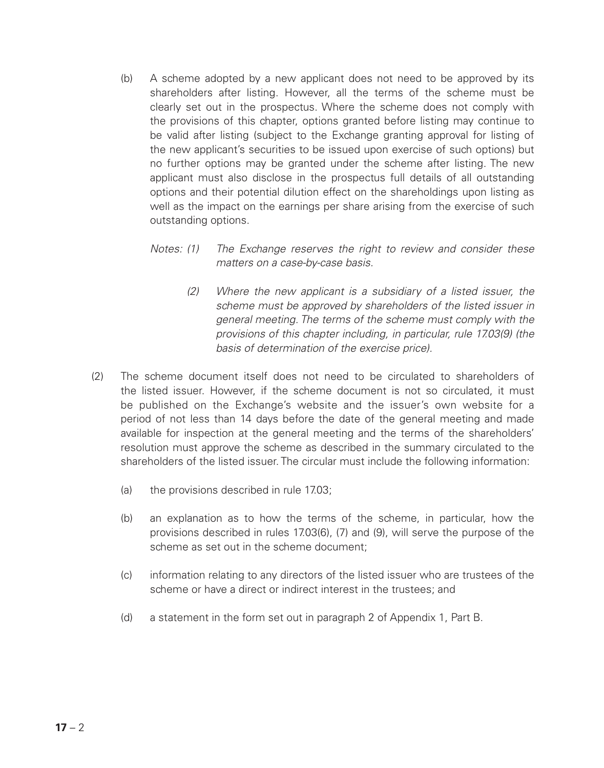(b) A scheme adopted by a new applicant does not need to be approved by its shareholders after listing. However, all the terms of the scheme must be clearly set out in the prospectus. Where the scheme does not comply with the provisions of this chapter, options granted before listing may continue to be valid after listing (subject to the Exchange granting approval for listing of the new applicant's securities to be issued upon exercise of such options) but no further options may be granted under the scheme after listing. The new applicant must also disclose in the prospectus full details of all outstanding options and their potential dilution effect on the shareholdings upon listing as well as the impact on the earnings per share arising from the exercise of such outstanding options.

*Notes: (1) The Exchange reserves the right to review and consider these matters on a case-by-case basis.*

*(2) Where the new applicant is a subsidiary of a listed issuer, the scheme must be approved by shareholders of the listed issuer in general meeting. The terms of the scheme must comply with the provisions of this chapter including, in particular, rule 17.03(9) (the basis of determination of the exercise price).*

(2) The scheme document itself does not need to be circulated to shareholders of the listed issuer. However, if the scheme document is not so circulated, it must be published on the Exchange's website and the issuer's own website for a period of not less than 14 days before the date of the general meeting and made available for inspection at the general meeting and the terms of the shareholders' resolution must approve the scheme as described in the summary circulated to the shareholders of the listed issuer. The circular must include the following information:

(a) the provisions described in rule 17.03;

(b) an explanation as to how the terms of the scheme, in particular, how the provisions described in rules 17.03(6), (7) and (9), will serve the purpose of the scheme as set out in the scheme document;

(c) information relating to any directors of the listed issuer who are trustees of the scheme or have a direct or indirect interest in the trustees; and

(d) a statement in the form set out in paragraph 2 of Appendix 1, Part B.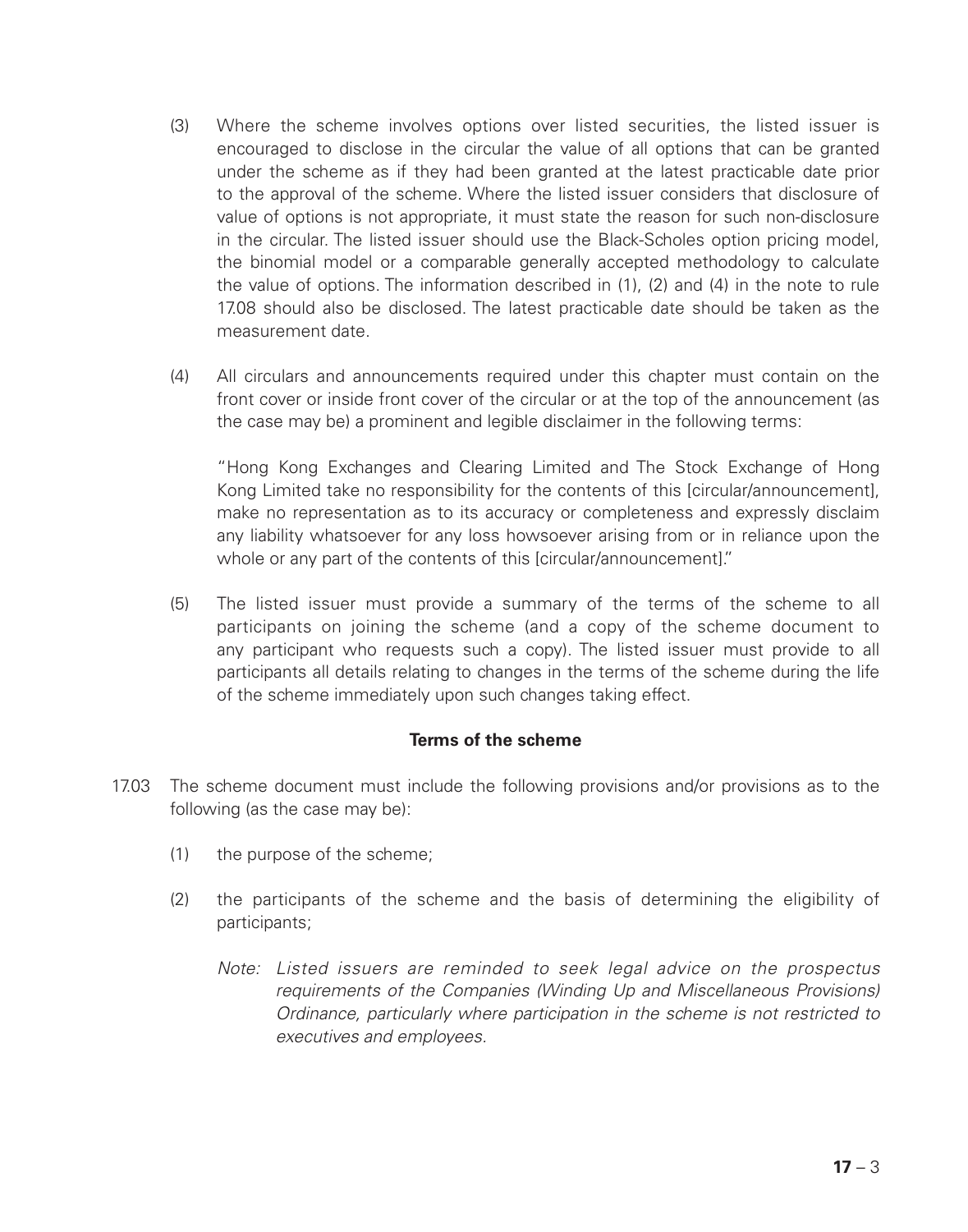(3) Where the scheme involves options over listed securities, the listed issuer is encouraged to disclose in the circular the value of all options that can be granted under the scheme as if they had been granted at the latest practicable date prior to the approval of the scheme. Where the listed issuer considers that disclosure of value of options is not appropriate, it must state the reason for such non-disclosure in the circular. The listed issuer should use the Black-Scholes option pricing model, the binomial model or a comparable generally accepted methodology to calculate the value of options. The information described in (1), (2) and (4) in the note to rule 17.08 should also be disclosed. The latest practicable date should be taken as the measurement date.

(4) All circulars and announcements required under this chapter must contain on the front cover or inside front cover of the circular or at the top of the announcement (as the case may be) a prominent and legible disclaimer in the following terms:

"Hong Kong Exchanges and Clearing Limited and The Stock Exchange of Hong Kong Limited take no responsibility for the contents of this [circular/announcement], make no representation as to its accuracy or completeness and expressly disclaim any liability whatsoever for any loss howsoever arising from or in reliance upon the whole or any part of the contents of this [circular/announcement]."

(5) The listed issuer must provide a summary of the terms of the scheme to all participants on joining the scheme (and a copy of the scheme document to any participant who requests such a copy). The listed issuer must provide to all participants all details relating to changes in the terms of the scheme during the life of the scheme immediately upon such changes taking effect.

**Terms of the scheme**

17.03 The scheme document must include the following provisions and/or provisions as to the following (as the case may be):

(1) the purpose of the scheme;

(2) the participants of the scheme and the basis of determining the eligibility of participants;

*Note: Listed issuers are reminded to seek legal advice on the prospectus requirements of the Companies (Winding Up and Miscellaneous Provisions) Ordinance, particularly where participation in the scheme is not restricted to executives and employees.*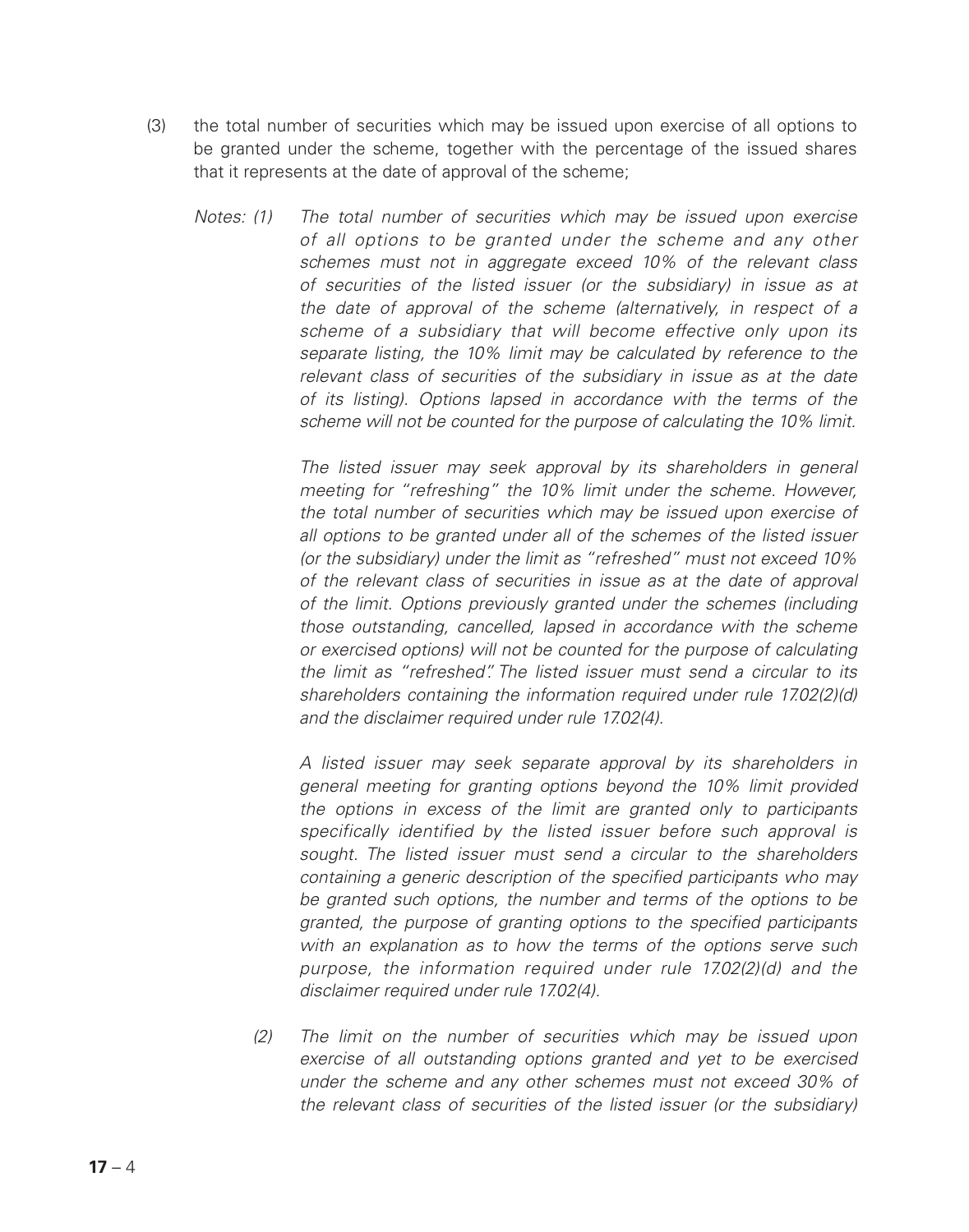(3) the total number of securities which may be issued upon exercise of all options to be granted under the scheme, together with the percentage of the issued shares that it represents at the date of approval of the scheme;

*Notes:* *(1) The total number of securities which may be issued upon exercise of all options to be granted under the scheme and any other schemes must not in aggregate exceed 10% of the relevant class of securities of the listed issuer (or the subsidiary) in issue as at the date of approval of the scheme (alternatively, in respect of a scheme of a subsidiary that will become effective only upon its separate listing, the 10% limit may be calculated by reference to the relevant class of securities of the subsidiary in issue as at the date of its listing). Options lapsed in accordance with the terms of the scheme will not be counted for the purpose of calculating the 10% limit.*

*The listed issuer may seek approval by its shareholders in general meeting for "refreshing" the 10% limit under the scheme. However, the total number of securities which may be issued upon exercise of all options to be granted under all of the schemes of the listed issuer (or the subsidiary) under the limit as "refreshed" must not exceed 10% of the relevant class of securities in issue as at the date of approval of the limit. Options previously granted under the schemes (including those outstanding, cancelled, lapsed in accordance with the scheme or exercised options) will not be counted for the purpose of calculating the limit as "refreshed". The listed issuer must send a circular to its shareholders containing the information required under rule 17.02(2)(d) and the disclaimer required under rule 17.02(4).*

*A listed issuer may seek separate approval by its shareholders in general meeting for granting options beyond the 10% limit provided the options in excess of the limit are granted only to participants specifically identified by the listed issuer before such approval is sought. The listed issuer must send a circular to the shareholders containing a generic description of the specified participants who may be granted such options, the number and terms of the options to be granted, the purpose of granting options to the specified participants with an explanation as to how the terms of the options serve such purpose, the information required under rule 17.02(2)(d) and the disclaimer required under rule 17.02(4).*

*(2) The limit on the number of securities which may be issued upon exercise of all outstanding options granted and yet to be exercised under the scheme and any other schemes must not exceed 30% of the relevant class of securities of the listed issuer (or the subsidiary)*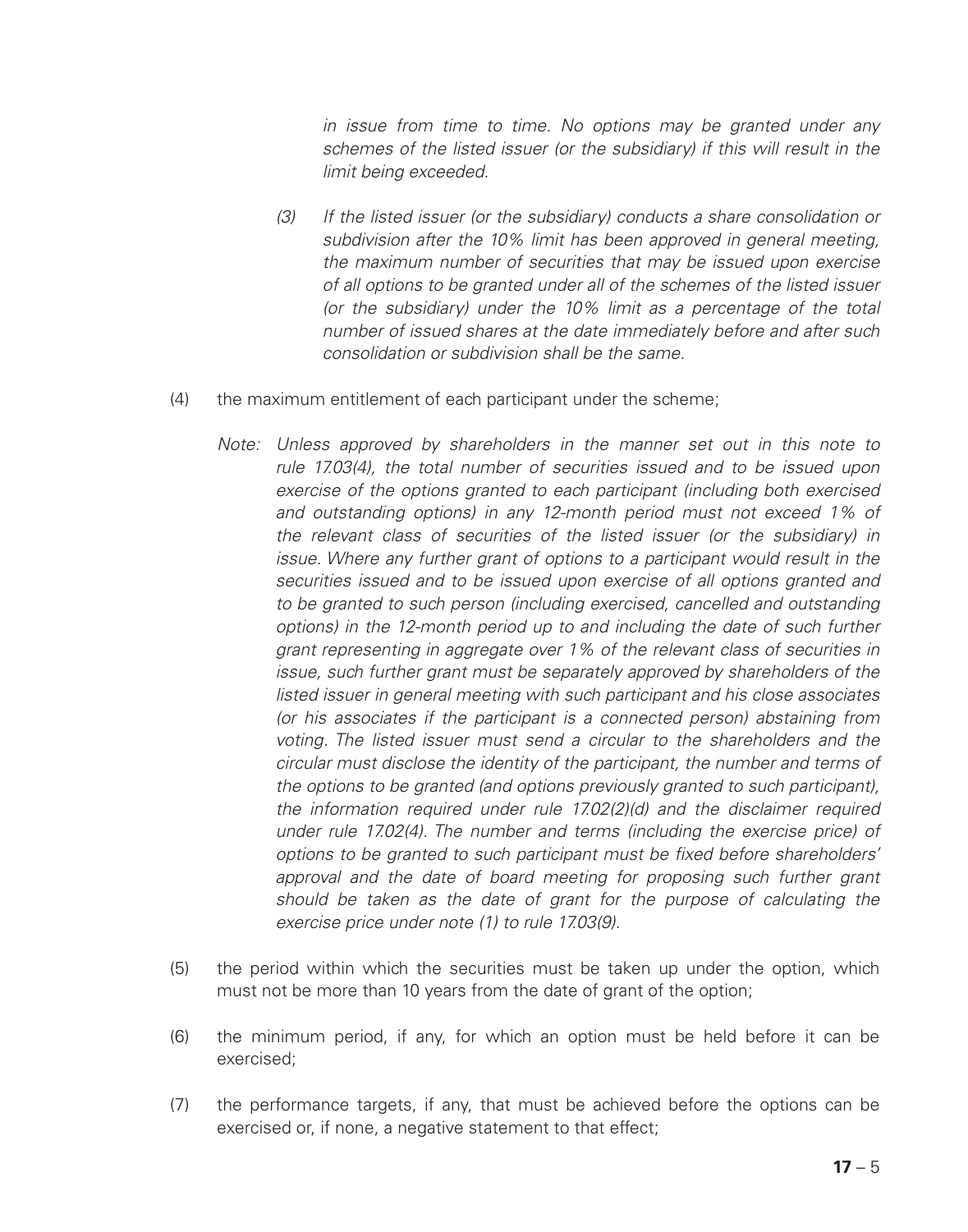*in issue from time to time. No options may be granted under any schemes of the listed issuer (or the subsidiary) if this will result in the limit being exceeded.*

*(3) If the listed issuer (or the subsidiary) conducts a share consolidation or subdivision after the 10% limit has been approved in general meeting, the maximum number of securities that may be issued upon exercise of all options to be granted under all of the schemes of the listed issuer (or the subsidiary) under the 10% limit as a percentage of the total number of issued shares at the date immediately before and after such consolidation or subdivision shall be the same.*

(4) the maximum entitlement of each participant under the scheme;

*Note: Unless approved by shareholders in the manner set out in this note to rule 17.03(4), the total number of securities issued and to be issued upon exercise of the options granted to each participant (including both exercised and outstanding options) in any 12-month period must not exceed 1% of the relevant class of securities of the listed issuer (or the subsidiary) in issue. Where any further grant of options to a participant would result in the securities issued and to be issued upon exercise of all options granted and to be granted to such person (including exercised, cancelled and outstanding options) in the 12-month period up to and including the date of such further grant representing in aggregate over 1% of the relevant class of securities in issue, such further grant must be separately approved by shareholders of the listed issuer in general meeting with such participant and his close associates (or his associates if the participant is a connected person) abstaining from voting. The listed issuer must send a circular to the shareholders and the circular must disclose the identity of the participant, the number and terms of the options to be granted (and options previously granted to such participant), the information required under rule 17.02(2)(d) and the disclaimer required under rule 17.02(4). The number and terms (including the exercise price) of options to be granted to such participant must be fixed before shareholders' approval and the date of board meeting for proposing such further grant should be taken as the date of grant for the purpose of calculating the exercise price under note (1) to rule 17.03(9).*

(5) the period within which the securities must be taken up under the option, which must not be more than 10 years from the date of grant of the option;

(6) the minimum period, if any, for which an option must be held before it can be exercised;

(7) the performance targets, if any, that must be achieved before the options can be exercised or, if none, a negative statement to that effect;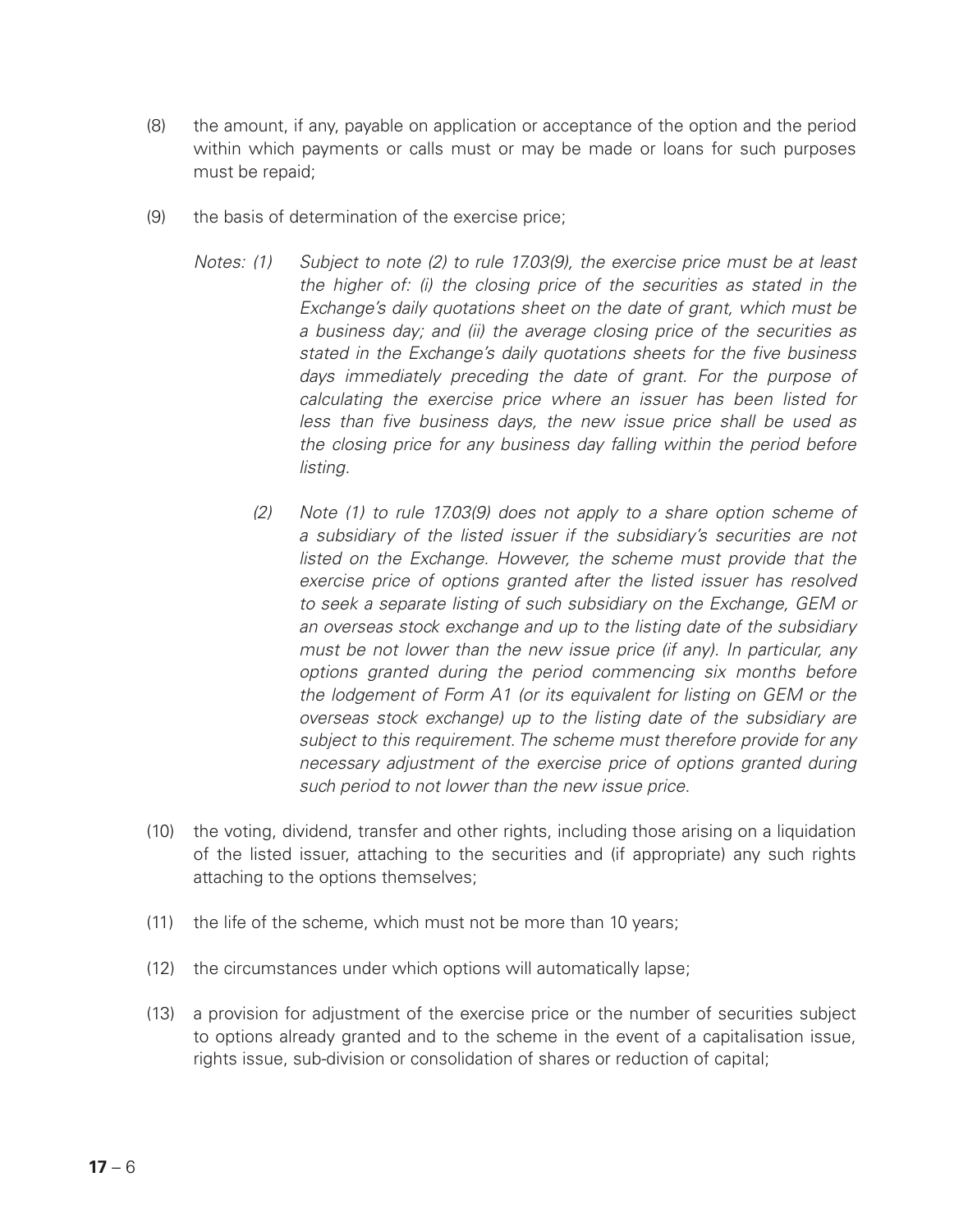(8) the amount, if any, payable on application or acceptance of the option and the period within which payments or calls must or may be made or loans for such purposes must be repaid;

(9) the basis of determination of the exercise price;

*Notes: (1) Subject to note (2) to rule 17.03(9), the exercise price must be at least the higher of: (i) the closing price of the securities as stated in the Exchange's daily quotations sheet on the date of grant, which must be a business day; and (ii) the average closing price of the securities as stated in the Exchange's daily quotations sheets for the five business days immediately preceding the date of grant. For the purpose of calculating the exercise price where an issuer has been listed for less than five business days, the new issue price shall be used as the closing price for any business day falling within the period before listing.*

*(2) Note (1) to rule 17.03(9) does not apply to a share option scheme of a subsidiary of the listed issuer if the subsidiary's securities are not listed on the Exchange. However, the scheme must provide that the exercise price of options granted after the listed issuer has resolved to seek a separate listing of such subsidiary on the Exchange, GEM or an overseas stock exchange and up to the listing date of the subsidiary must be not lower than the new issue price (if any). In particular, any options granted during the period commencing six months before the lodgement of Form A1 (or its equivalent for listing on GEM or the overseas stock exchange) up to the listing date of the subsidiary are subject to this requirement. The scheme must therefore provide for any necessary adjustment of the exercise price of options granted during such period to not lower than the new issue price.*

(10) the voting, dividend, transfer and other rights, including those arising on a liquidation of the listed issuer, attaching to the securities and (if appropriate) any such rights attaching to the options themselves;

(11) the life of the scheme, which must not be more than 10 years;

(12) the circumstances under which options will automatically lapse;

(13) a provision for adjustment of the exercise price or the number of securities subject to options already granted and to the scheme in the event of a capitalisation issue, rights issue, sub-division or consolidation of shares or reduction of capital;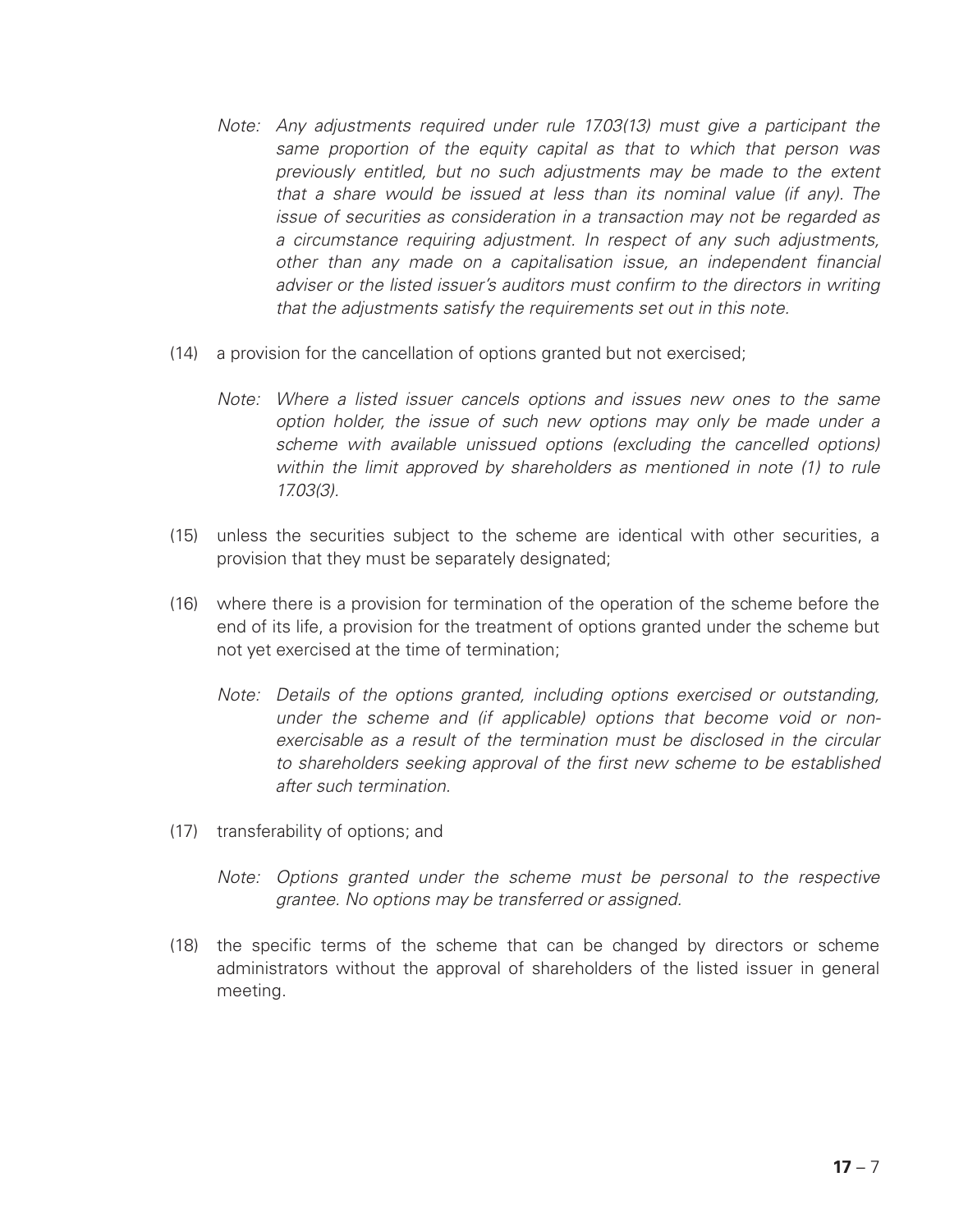*Note: Any adjustments required under rule 17.03(13) must give a participant the same proportion of the equity capital as that to which that person was previously entitled, but no such adjustments may be made to the extent that a share would be issued at less than its nominal value (if any). The issue of securities as consideration in a transaction may not be regarded as a circumstance requiring adjustment. In respect of any such adjustments, other than any made on a capitalisation issue, an independent financial adviser or the listed issuer's auditors must confirm to the directors in writing that the adjustments satisfy the requirements set out in this note.*

(14) a provision for the cancellation of options granted but not exercised;

*Note: Where a listed issuer cancels options and issues new ones to the same option holder, the issue of such new options may only be made under a scheme with available unissued options (excluding the cancelled options) within the limit approved by shareholders as mentioned in note (1) to rule 17.03(3).*

(15) unless the securities subject to the scheme are identical with other securities, a provision that they must be separately designated;

(16) where there is a provision for termination of the operation of the scheme before the end of its life, a provision for the treatment of options granted under the scheme but not yet exercised at the time of termination;

*Note: Details of the options granted, including options exercised or outstanding, under the scheme and (if applicable) options that become void or non-exercisable as a result of the termination must be disclosed in the circular to shareholders seeking approval of the first new scheme to be established after such termination.*

(17) transferability of options; and

*Note: Options granted under the scheme must be personal to the respective grantee. No options may be transferred or assigned.*

(18) the specific terms of the scheme that can be changed by directors or scheme administrators without the approval of shareholders of the listed issuer in general meeting.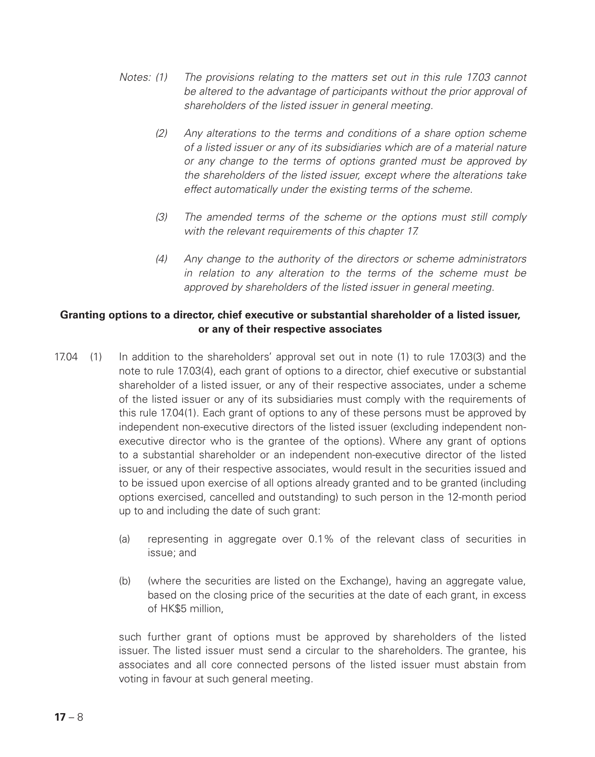*Notes: (1) The provisions relating to the matters set out in this rule 17.03 cannot be altered to the advantage of participants without the prior approval of shareholders of the listed issuer in general meeting.*

*(2) Any alterations to the terms and conditions of a share option scheme of a listed issuer or any of its subsidiaries which are of a material nature or any change to the terms of options granted must be approved by the shareholders of the listed issuer, except where the alterations take effect automatically under the existing terms of the scheme.*

*(3) The amended terms of the scheme or the options must still comply with the relevant requirements of this chapter 17.*

*(4) Any change to the authority of the directors or scheme administrators in relation to any alteration to the terms of the scheme must be approved by shareholders of the listed issuer in general meeting.*

**Granting options to a director, chief executive or substantial shareholder of a listed issuer, or any of their respective associates**

17.04 (1) In addition to the shareholders' approval set out in note (1) to rule 17.03(3) and the note to rule 17.03(4), each grant of options to a director, chief executive or substantial shareholder of a listed issuer, or any of their respective associates, under a scheme of the listed issuer or any of its subsidiaries must comply with the requirements of this rule 17.04(1). Each grant of options to any of these persons must be approved by independent non-executive directors of the listed issuer (excluding independent non-executive director who is the grantee of the options). Where any grant of options to a substantial shareholder or an independent non-executive director of the listed issuer, or any of their respective associates, would result in the securities issued and to be issued upon exercise of all options already granted and to be granted (including options exercised, cancelled and outstanding) to such person in the 12-month period up to and including the date of such grant:

(a) representing in aggregate over 0.1% of the relevant class of securities in issue; and

(b) (where the securities are listed on the Exchange), having an aggregate value, based on the closing price of the securities at the date of each grant, in excess of HK$5 million,

such further grant of options must be approved by shareholders of the listed issuer. The listed issuer must send a circular to the shareholders. The grantee, his associates and all core connected persons of the listed issuer must abstain from voting in favour at such general meeting.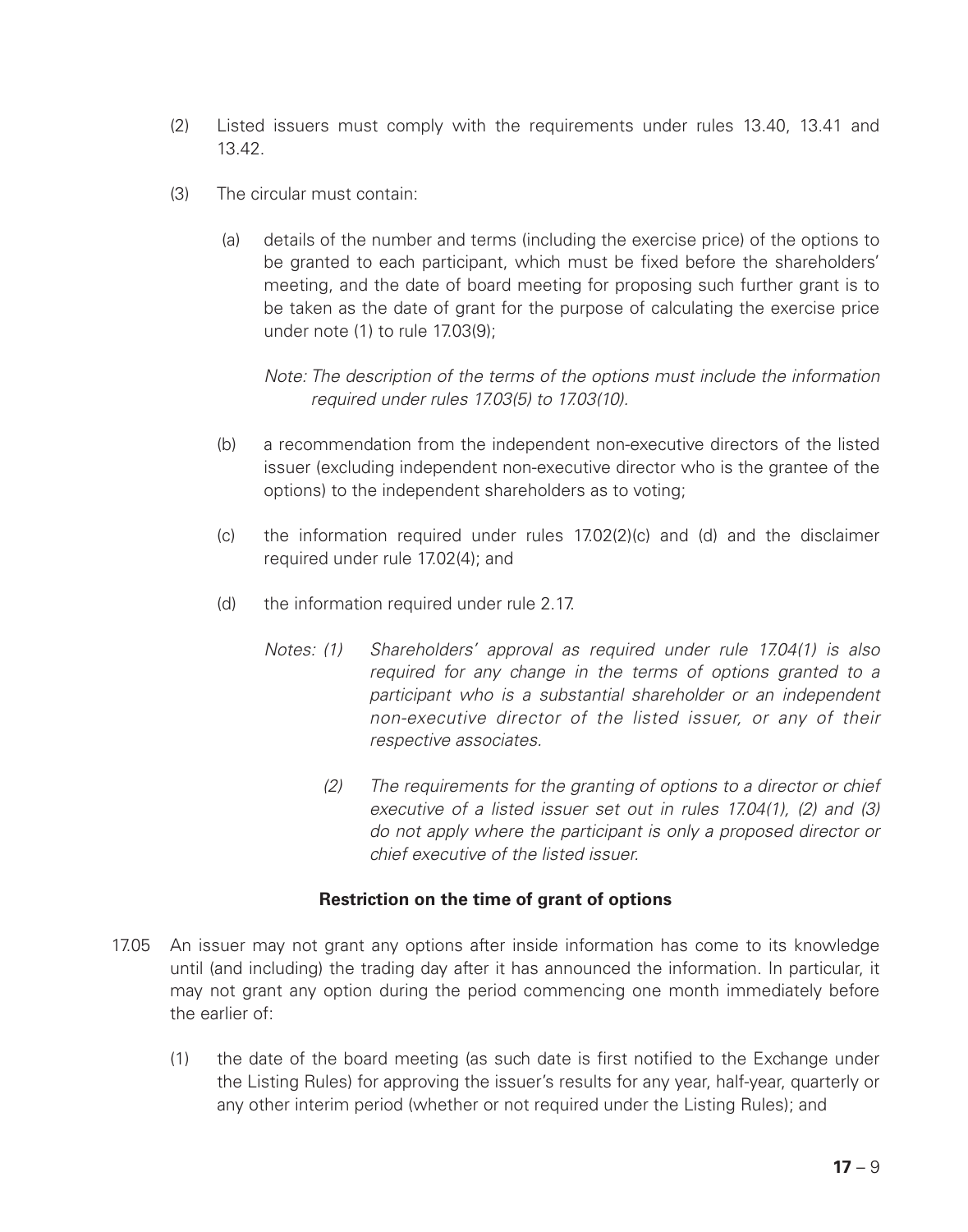(2) Listed issuers must comply with the requirements under rules 13.40, 13.41 and 13.42.

(3) The circular must contain:

(a) details of the number and terms (including the exercise price) of the options to be granted to each participant, which must be fixed before the shareholders' meeting, and the date of board meeting for proposing such further grant is to be taken as the date of grant for the purpose of calculating the exercise price under note (1) to rule 17.03(9);

*Note: The description of the terms of the options must include the information required under rules 17.03(5) to 17.03(10).*

(b) a recommendation from the independent non-executive directors of the listed issuer (excluding independent non-executive director who is the grantee of the options) to the independent shareholders as to voting;

(c) the information required under rules 17.02(2)(c) and (d) and the disclaimer required under rule 17.02(4); and

(d) the information required under rule 2.17.

*Notes: (1) Shareholders' approval as required under rule 17.04(1) is also required for any change in the terms of options granted to a participant who is a substantial shareholder or an independent non-executive director of the listed issuer, or any of their respective associates.*

*(2) The requirements for the granting of options to a director or chief executive of a listed issuer set out in rules 17.04(1), (2) and (3) do not apply where the participant is only a proposed director or chief executive of the listed issuer.*

**Restriction on the time of grant of options**

17.05 An issuer may not grant any options after inside information has come to its knowledge until (and including) the trading day after it has announced the information. In particular, it may not grant any option during the period commencing one month immediately before the earlier of:

(1) the date of the board meeting (as such date is first notified to the Exchange under the Listing Rules) for approving the issuer's results for any year, half-year, quarterly or any other interim period (whether or not required under the Listing Rules); and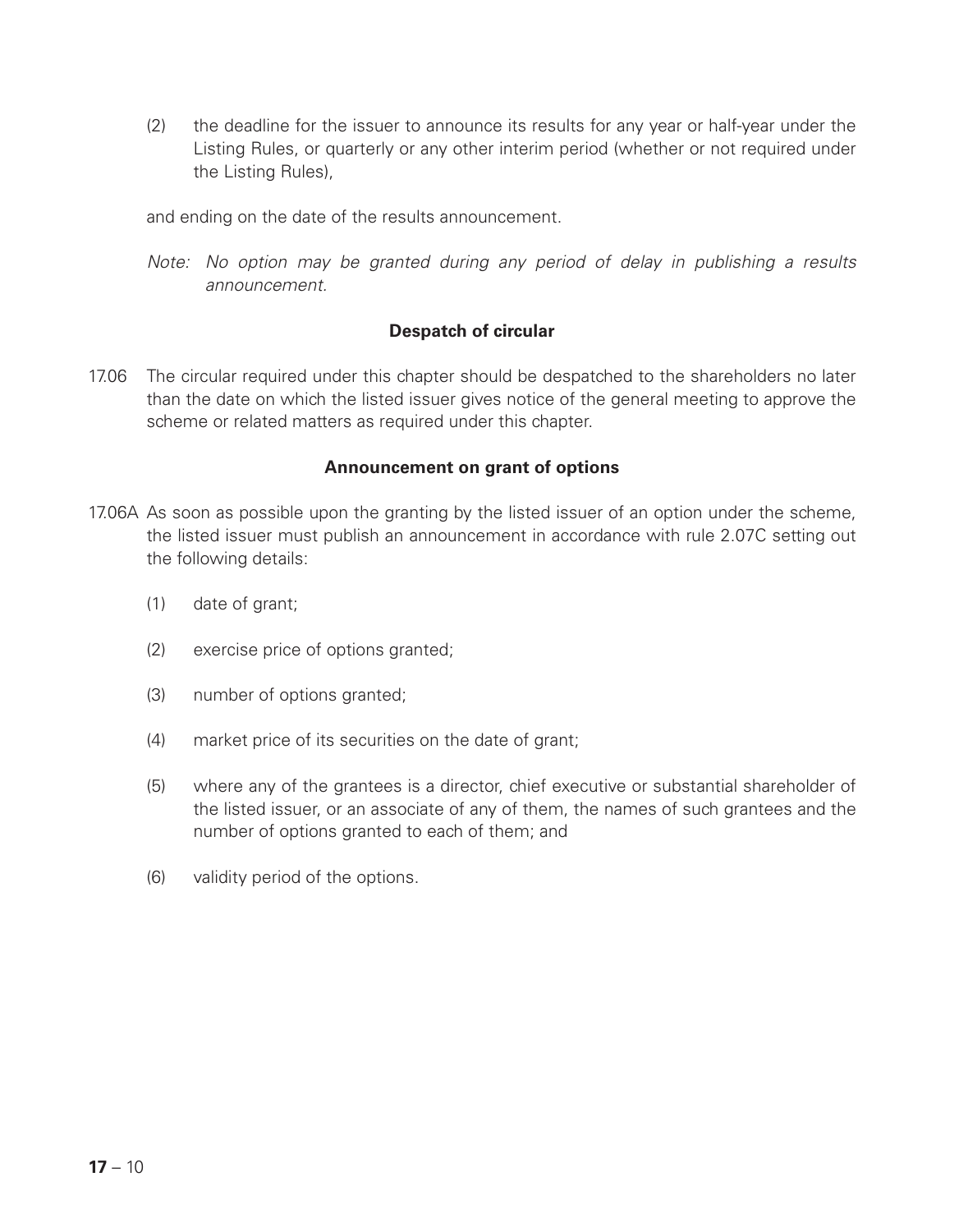(2) the deadline for the issuer to announce its results for any year or half-year under the Listing Rules, or quarterly or any other interim period (whether or not required under the Listing Rules),

and ending on the date of the results announcement.

*Note: No option may be granted during any period of delay in publishing a results announcement.*

**Despatch of circular**

17.06 The circular required under this chapter should be despatched to the shareholders no later than the date on which the listed issuer gives notice of the general meeting to approve the scheme or related matters as required under this chapter.

**Announcement on grant of options**

17.06A As soon as possible upon the granting by the listed issuer of an option under the scheme, the listed issuer must publish an announcement in accordance with rule 2.07C setting out the following details:

(1) date of grant;

(2) exercise price of options granted;

(3) number of options granted;

(4) market price of its securities on the date of grant;

(5) where any of the grantees is a director, chief executive or substantial shareholder of the listed issuer, or an associate of any of them, the names of such grantees and the number of options granted to each of them; and

(6) validity period of the options.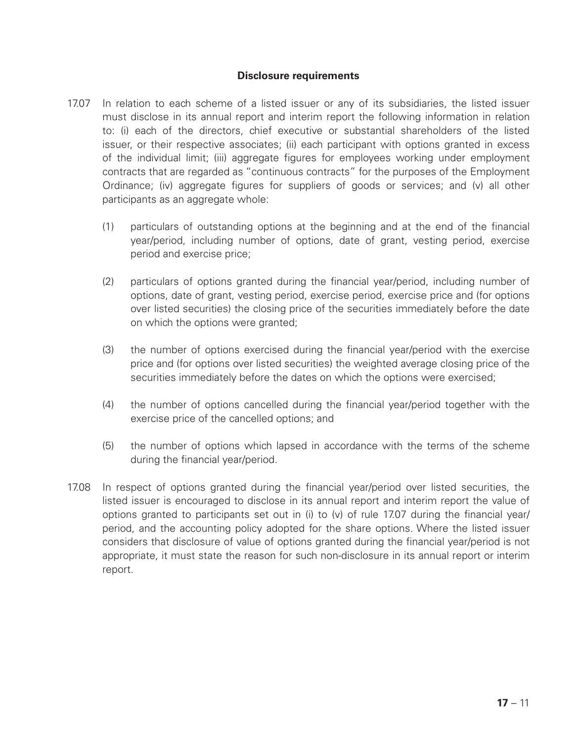**Disclosure requirements**

17.07 In relation to each scheme of a listed issuer or any of its subsidiaries, the listed issuer must disclose in its annual report and interim report the following information in relation to: (i) each of the directors, chief executive or substantial shareholders of the listed issuer, or their respective associates; (ii) each participant with options granted in excess of the individual limit; (iii) aggregate figures for employees working under employment contracts that are regarded as "continuous contracts" for the purposes of the Employment Ordinance; (iv) aggregate figures for suppliers of goods or services; and (v) all other participants as an aggregate whole:

(1) particulars of outstanding options at the beginning and at the end of the financial year/period, including number of options, date of grant, vesting period, exercise period and exercise price;

(2) particulars of options granted during the financial year/period, including number of options, date of grant, vesting period, exercise period, exercise price and (for options over listed securities) the closing price of the securities immediately before the date on which the options were granted;

(3) the number of options exercised during the financial year/period with the exercise price and (for options over listed securities) the weighted average closing price of the securities immediately before the dates on which the options were exercised;

(4) the number of options cancelled during the financial year/period together with the exercise price of the cancelled options; and

(5) the number of options which lapsed in accordance with the terms of the scheme during the financial year/period.

17.08 In respect of options granted during the financial year/period over listed securities, the listed issuer is encouraged to disclose in its annual report and interim report the value of options granted to participants set out in (i) to (v) of rule 17.07 during the financial year/period, and the accounting policy adopted for the share options. Where the listed issuer considers that disclosure of value of options granted during the financial year/period is not appropriate, it must state the reason for such non-disclosure in its annual report or interim report.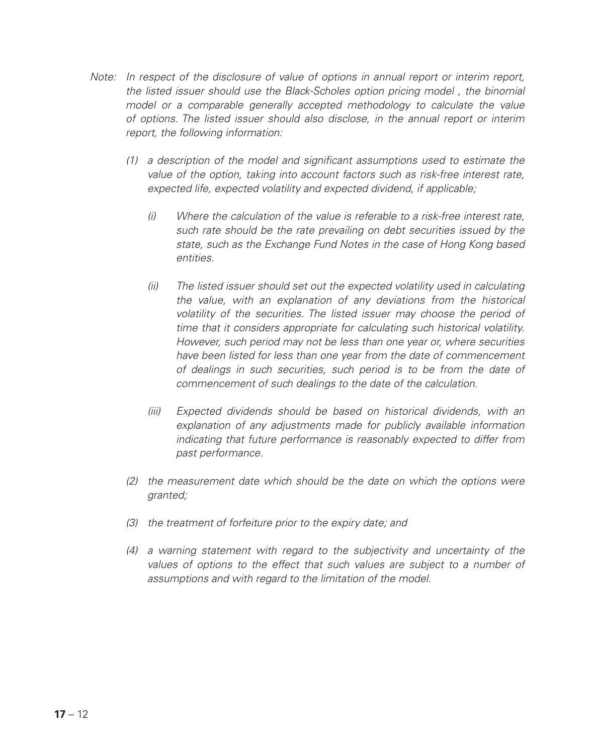*Note: In respect of the disclosure of value of options in annual report or interim report, the listed issuer should use the Black-Scholes option pricing model , the binomial model or a comparable generally accepted methodology to calculate the value of options. The listed issuer should also disclose, in the annual report or interim report, the following information:*

*(1) a description of the model and significant assumptions used to estimate the value of the option, taking into account factors such as risk-free interest rate, expected life, expected volatility and expected dividend, if applicable;*

*(i) Where the calculation of the value is referable to a risk-free interest rate, such rate should be the rate prevailing on debt securities issued by the state, such as the Exchange Fund Notes in the case of Hong Kong based entities.*

*(ii) The listed issuer should set out the expected volatility used in calculating the value, with an explanation of any deviations from the historical volatility of the securities. The listed issuer may choose the period of time that it considers appropriate for calculating such historical volatility. However, such period may not be less than one year or, where securities have been listed for less than one year from the date of commencement of dealings in such securities, such period is to be from the date of commencement of such dealings to the date of the calculation.*

*(iii) Expected dividends should be based on historical dividends, with an explanation of any adjustments made for publicly available information indicating that future performance is reasonably expected to differ from past performance.*

*(2) the measurement date which should be the date on which the options were granted;*

*(3) the treatment of forfeiture prior to the expiry date; and*

*(4) a warning statement with regard to the subjectivity and uncertainty of the values of options to the effect that such values are subject to a number of assumptions and with regard to the limitation of the model.*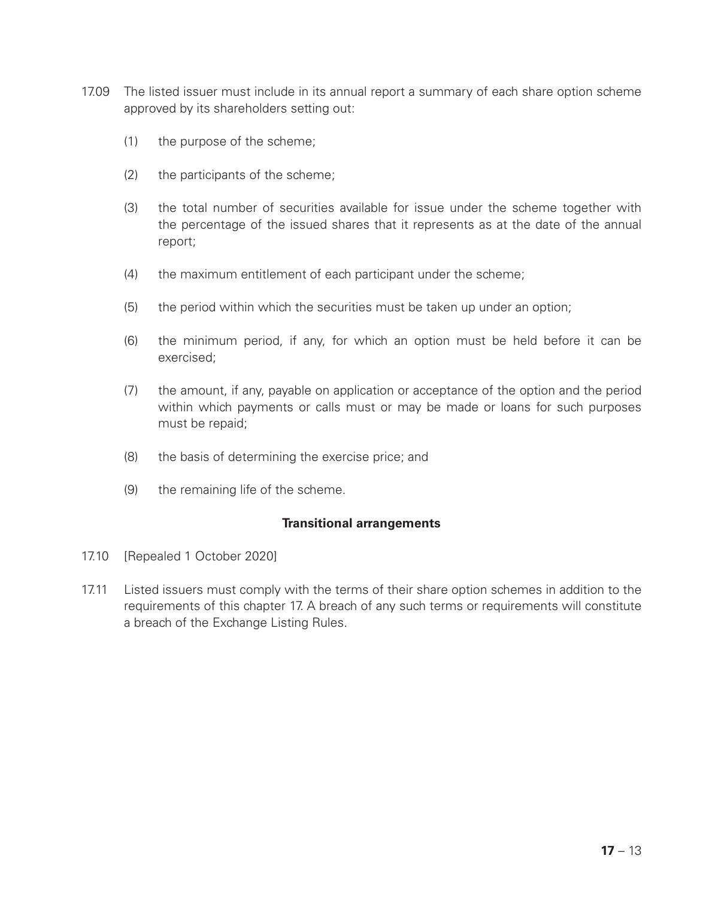17.09 The listed issuer must include in its annual report a summary of each share option scheme approved by its shareholders setting out:

(1) the purpose of the scheme;

(2) the participants of the scheme;

(3) the total number of securities available for issue under the scheme together with the percentage of the issued shares that it represents as at the date of the annual report;

(4) the maximum entitlement of each participant under the scheme;

(5) the period within which the securities must be taken up under an option;

(6) the minimum period, if any, for which an option must be held before it can be exercised;

(7) the amount, if any, payable on application or acceptance of the option and the period within which payments or calls must or may be made or loans for such purposes must be repaid;

(8) the basis of determining the exercise price; and

(9) the remaining life of the scheme.

**Transitional arrangements**

17.10 [Repealed 1 October 2020]

17.11 Listed issuers must comply with the terms of their share option schemes in addition to the requirements of this chapter 17. A breach of any such terms or requirements will constitute a breach of the Exchange Listing Rules.